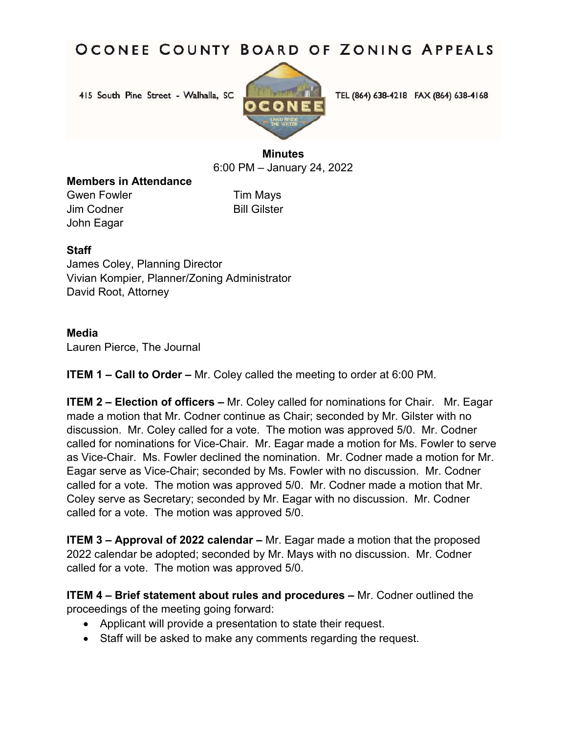# OCONEE COUNTY BOARD OF ZONING APPEALS

415 South Pine Street - Walhalla, SC

TEL (864) 638-4218 FAX (864) 638-4168

**Minutes**
6:00 PM – January 24, 2022

**Members in Attendance**

Gwen Fowler
Jim Codner
John Eagar
Tim Mays
Bill Gilster

**Staff**

James Coley, Planning Director
Vivian Kompier, Planner/Zoning Administrator
David Root, Attorney

**Media**

Lauren Pierce, The Journal

**ITEM 1 – Call to Order –** Mr. Coley called the meeting to order at 6:00 PM.

**ITEM 2 – Election of officers –** Mr. Coley called for nominations for Chair. Mr. Eagar made a motion that Mr. Codner continue as Chair; seconded by Mr. Gilster with no discussion. Mr. Coley called for a vote. The motion was approved 5/0. Mr. Codner called for nominations for Vice-Chair. Mr. Eagar made a motion for Ms. Fowler to serve as Vice-Chair. Ms. Fowler declined the nomination. Mr. Codner made a motion for Mr. Eagar serve as Vice-Chair; seconded by Ms. Fowler with no discussion. Mr. Codner called for a vote. The motion was approved 5/0. Mr. Codner made a motion that Mr. Coley serve as Secretary; seconded by Mr. Eagar with no discussion. Mr. Codner called for a vote. The motion was approved 5/0.

**ITEM 3 – Approval of 2022 calendar –** Mr. Eagar made a motion that the proposed 2022 calendar be adopted; seconded by Mr. Mays with no discussion. Mr. Codner called for a vote. The motion was approved 5/0.

**ITEM 4 – Brief statement about rules and procedures –** Mr. Codner outlined the proceedings of the meeting going forward:

- Applicant will provide a presentation to state their request.
- Staff will be asked to make any comments regarding the request.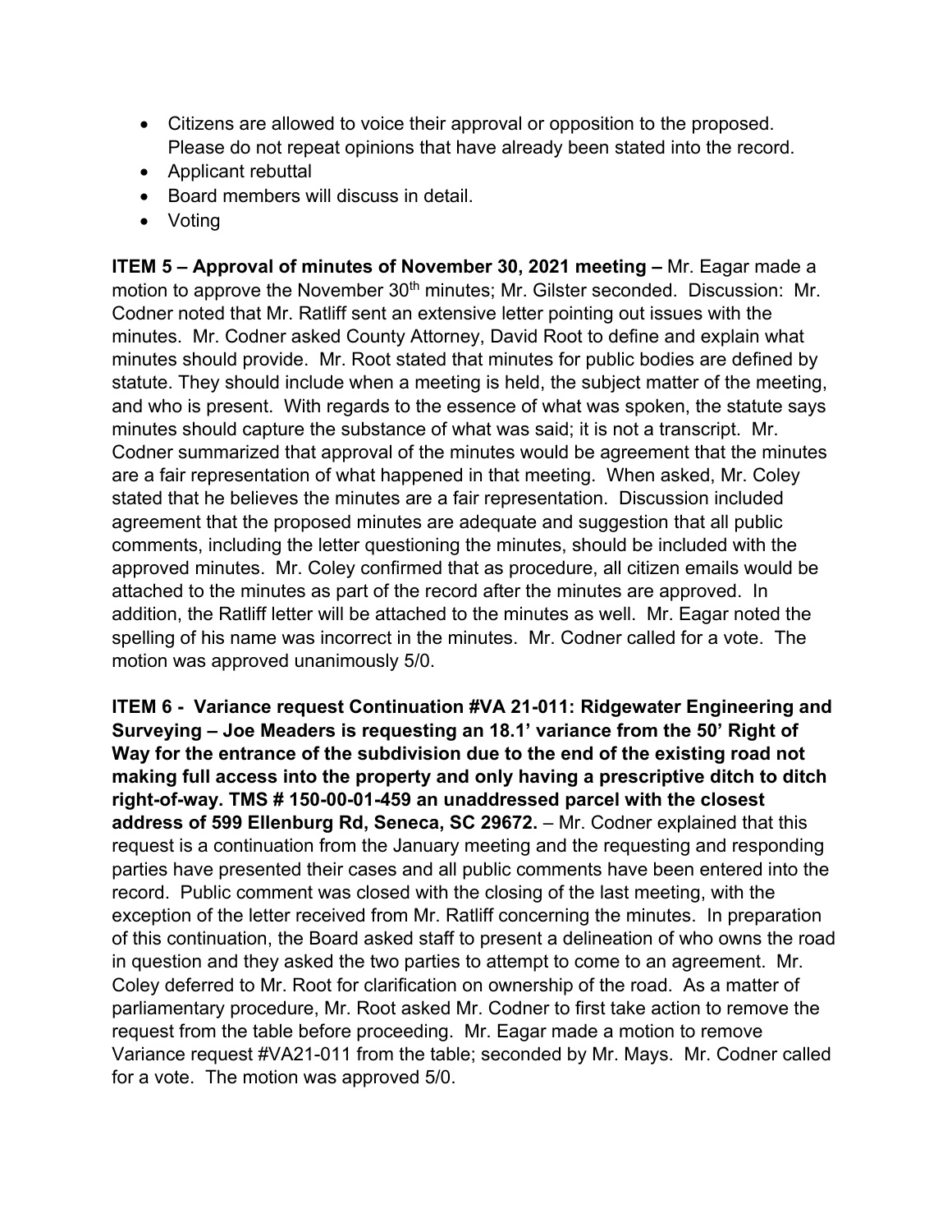- Citizens are allowed to voice their approval or opposition to the proposed. Please do not repeat opinions that have already been stated into the record.
- Applicant rebuttal
- Board members will discuss in detail.
- Voting

**ITEM 5 – Approval of minutes of November 30, 2021 meeting –** Mr. Eagar made a motion to approve the November 30th minutes; Mr. Gilster seconded. Discussion: Mr. Codner noted that Mr. Ratliff sent an extensive letter pointing out issues with the minutes. Mr. Codner asked County Attorney, David Root to define and explain what minutes should provide. Mr. Root stated that minutes for public bodies are defined by statute. They should include when a meeting is held, the subject matter of the meeting, and who is present. With regards to the essence of what was spoken, the statute says minutes should capture the substance of what was said; it is not a transcript. Mr. Codner summarized that approval of the minutes would be agreement that the minutes are a fair representation of what happened in that meeting. When asked, Mr. Coley stated that he believes the minutes are a fair representation. Discussion included agreement that the proposed minutes are adequate and suggestion that all public comments, including the letter questioning the minutes, should be included with the approved minutes. Mr. Coley confirmed that as procedure, all citizen emails would be attached to the minutes as part of the record after the minutes are approved. In addition, the Ratliff letter will be attached to the minutes as well. Mr. Eagar noted the spelling of his name was incorrect in the minutes. Mr. Codner called for a vote. The motion was approved unanimously 5/0.

**ITEM 6 - Variance request Continuation #VA 21-011: Ridgewater Engineering and Surveying – Joe Meaders is requesting an 18.1' variance from the 50' Right of Way for the entrance of the subdivision due to the end of the existing road not making full access into the property and only having a prescriptive ditch to ditch right-of-way. TMS # 150-00-01-459 an unaddressed parcel with the closest address of 599 Ellenburg Rd, Seneca, SC 29672.** – Mr. Codner explained that this request is a continuation from the January meeting and the requesting and responding parties have presented their cases and all public comments have been entered into the record. Public comment was closed with the closing of the last meeting, with the exception of the letter received from Mr. Ratliff concerning the minutes. In preparation of this continuation, the Board asked staff to present a delineation of who owns the road in question and they asked the two parties to attempt to come to an agreement. Mr. Coley deferred to Mr. Root for clarification on ownership of the road. As a matter of parliamentary procedure, Mr. Root asked Mr. Codner to first take action to remove the request from the table before proceeding. Mr. Eagar made a motion to remove Variance request #VA21-011 from the table; seconded by Mr. Mays. Mr. Codner called for a vote. The motion was approved 5/0.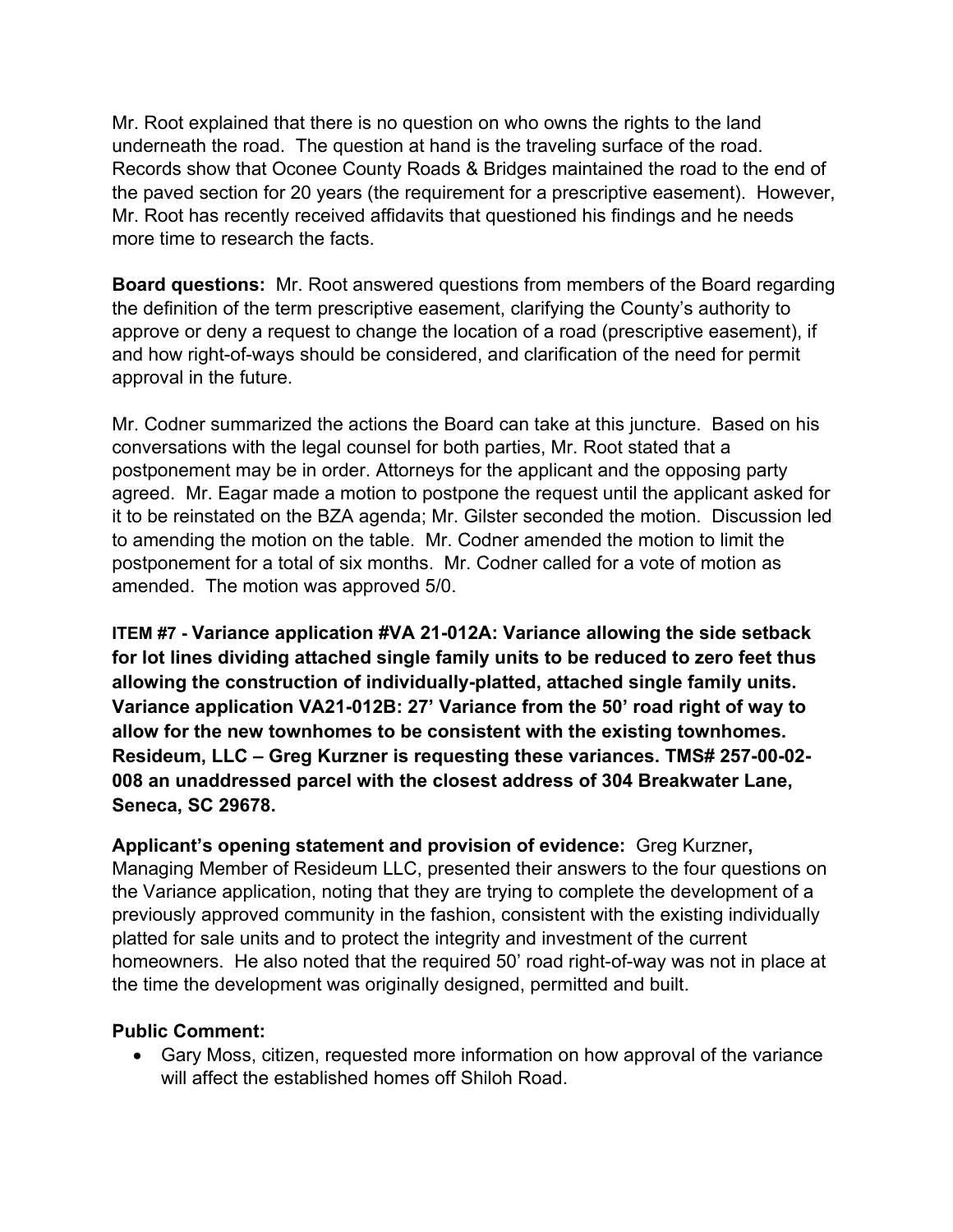Mr. Root explained that there is no question on who owns the rights to the land underneath the road. The question at hand is the traveling surface of the road. Records show that Oconee County Roads & Bridges maintained the road to the end of the paved section for 20 years (the requirement for a prescriptive easement). However, Mr. Root has recently received affidavits that questioned his findings and he needs more time to research the facts.

**Board questions:** Mr. Root answered questions from members of the Board regarding the definition of the term prescriptive easement, clarifying the County's authority to approve or deny a request to change the location of a road (prescriptive easement), if and how right-of-ways should be considered, and clarification of the need for permit approval in the future.

Mr. Codner summarized the actions the Board can take at this juncture. Based on his conversations with the legal counsel for both parties, Mr. Root stated that a postponement may be in order. Attorneys for the applicant and the opposing party agreed. Mr. Eagar made a motion to postpone the request until the applicant asked for it to be reinstated on the BZA agenda; Mr. Gilster seconded the motion. Discussion led to amending the motion on the table. Mr. Codner amended the motion to limit the postponement for a total of six months. Mr. Codner called for a vote of motion as amended. The motion was approved 5/0.

**ITEM #7 - Variance application #VA 21-012A: Variance allowing the side setback for lot lines dividing attached single family units to be reduced to zero feet thus allowing the construction of individually-platted, attached single family units. Variance application VA21-012B: 27' Variance from the 50' road right of way to allow for the new townhomes to be consistent with the existing townhomes. Resideum, LLC – Greg Kurzner is requesting these variances. TMS# 257-00-02-008 an unaddressed parcel with the closest address of 304 Breakwater Lane, Seneca, SC 29678.**

**Applicant's opening statement and provision of evidence:** Greg Kurzner**,** Managing Member of Resideum LLC, presented their answers to the four questions on the Variance application, noting that they are trying to complete the development of a previously approved community in the fashion, consistent with the existing individually platted for sale units and to protect the integrity and investment of the current homeowners. He also noted that the required 50' road right-of-way was not in place at the time the development was originally designed, permitted and built.

**Public Comment:**

- Gary Moss, citizen, requested more information on how approval of the variance will affect the established homes off Shiloh Road.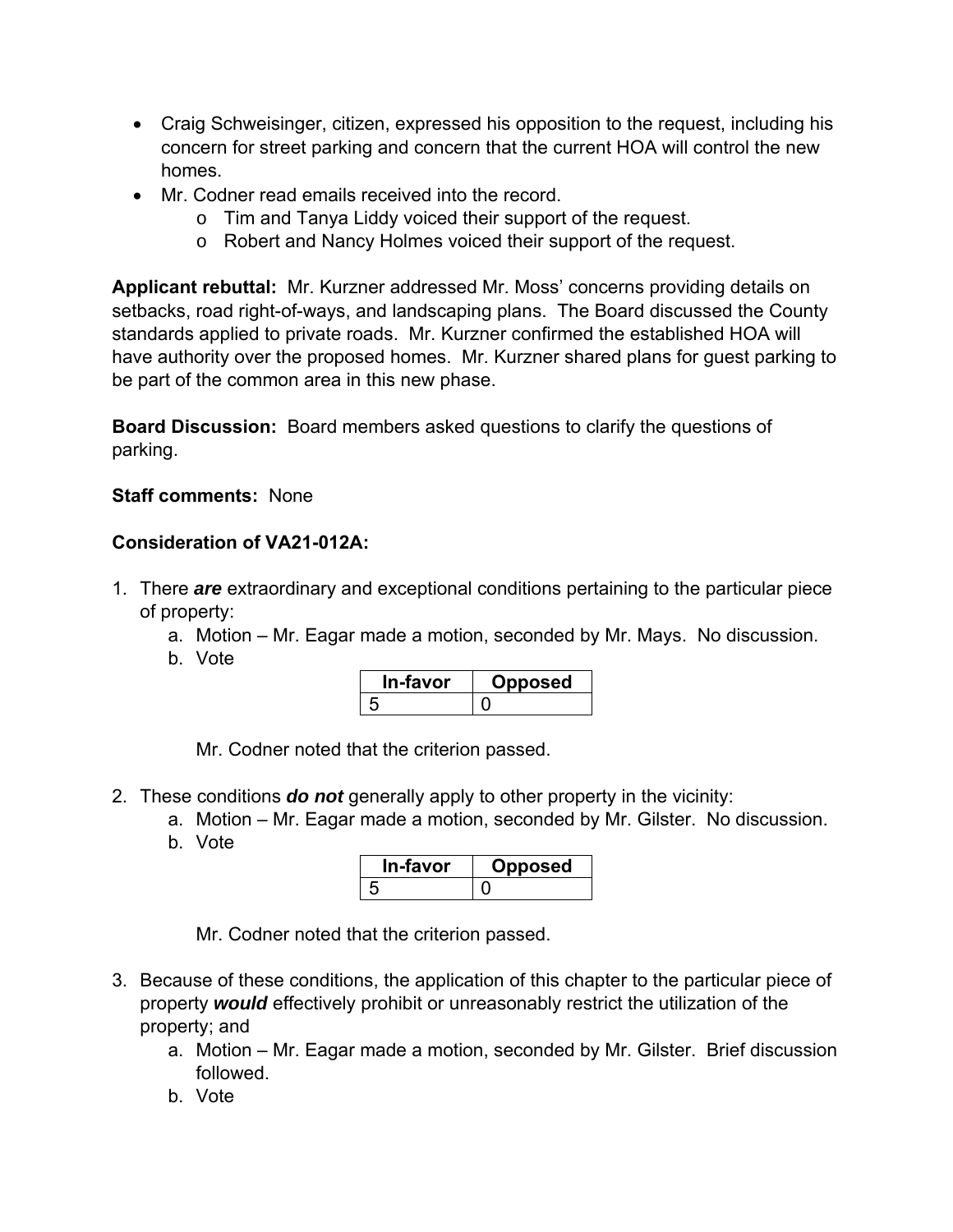- Craig Schweisinger, citizen, expressed his opposition to the request, including his concern for street parking and concern that the current HOA will control the new homes.
- Mr. Codner read emails received into the record.
  - Tim and Tanya Liddy voiced their support of the request.
  - Robert and Nancy Holmes voiced their support of the request.

**Applicant rebuttal:** Mr. Kurzner addressed Mr. Moss' concerns providing details on setbacks, road right-of-ways, and landscaping plans. The Board discussed the County standards applied to private roads. Mr. Kurzner confirmed the established HOA will have authority over the proposed homes. Mr. Kurzner shared plans for guest parking to be part of the common area in this new phase.

**Board Discussion:** Board members asked questions to clarify the questions of parking.

**Staff comments:** None

**Consideration of VA21-012A:**

1. There ***are*** extraordinary and exceptional conditions pertaining to the particular piece of property:
   a. Motion – Mr. Eagar made a motion, seconded by Mr. Mays. No discussion.
   b. Vote

   | In-favor | Opposed |
   |---|---|
   | 5 | 0 |

   Mr. Codner noted that the criterion passed.

2. These conditions ***do not*** generally apply to other property in the vicinity:
   a. Motion – Mr. Eagar made a motion, seconded by Mr. Gilster. No discussion.
   b. Vote

   | In-favor | Opposed |
   |---|---|
   | 5 | 0 |

   Mr. Codner noted that the criterion passed.

3. Because of these conditions, the application of this chapter to the particular piece of property ***would*** effectively prohibit or unreasonably restrict the utilization of the property; and
   a. Motion – Mr. Eagar made a motion, seconded by Mr. Gilster. Brief discussion followed.
   b. Vote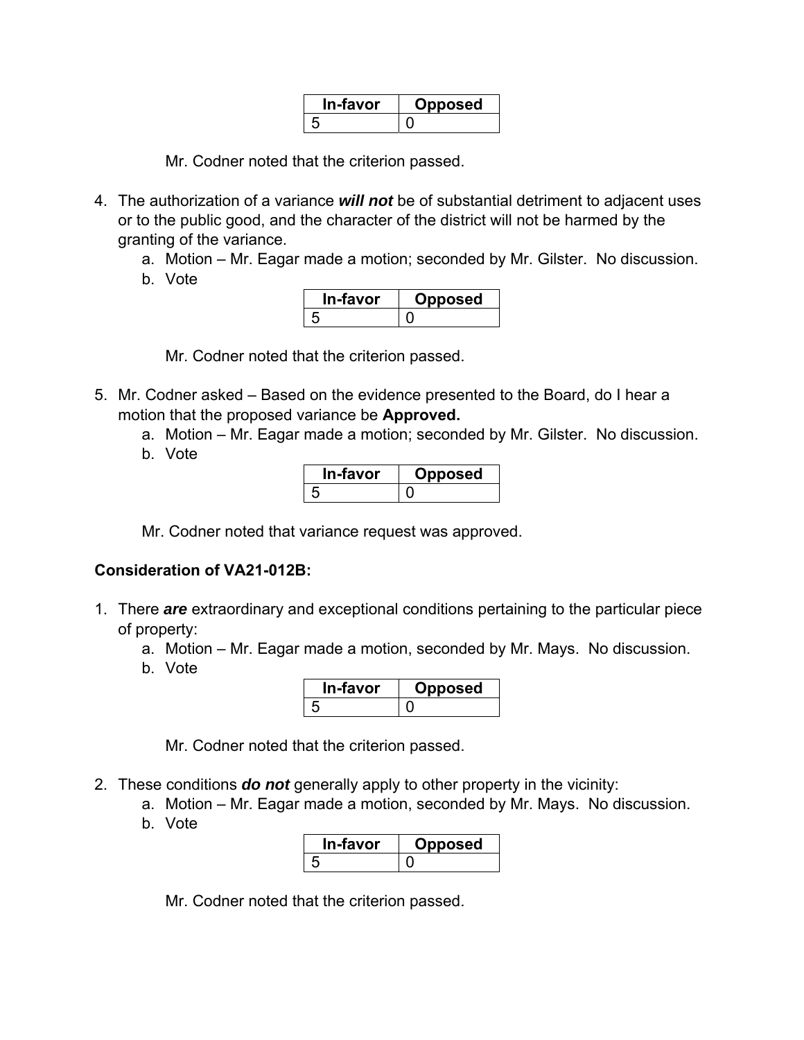| In-favor | Opposed |
|---|---|
| 5 | 0 |

Mr. Codner noted that the criterion passed.

4. The authorization of a variance ***will not*** be of substantial detriment to adjacent uses or to the public good, and the character of the district will not be harmed by the granting of the variance.
   a. Motion – Mr. Eagar made a motion; seconded by Mr. Gilster. No discussion.
   b. Vote

| In-favor | Opposed |
|---|---|
| 5 | 0 |

Mr. Codner noted that the criterion passed.

5. Mr. Codner asked – Based on the evidence presented to the Board, do I hear a motion that the proposed variance be **Approved.**
   a. Motion – Mr. Eagar made a motion; seconded by Mr. Gilster. No discussion.
   b. Vote

| In-favor | Opposed |
|---|---|
| 5 | 0 |

Mr. Codner noted that variance request was approved.

**Consideration of VA21-012B:**

1. There ***are*** extraordinary and exceptional conditions pertaining to the particular piece of property:
   a. Motion – Mr. Eagar made a motion, seconded by Mr. Mays. No discussion.
   b. Vote

| In-favor | Opposed |
|---|---|
| 5 | 0 |

Mr. Codner noted that the criterion passed.

2. These conditions ***do not*** generally apply to other property in the vicinity:
   a. Motion – Mr. Eagar made a motion, seconded by Mr. Mays. No discussion.
   b. Vote

| In-favor | Opposed |
|---|---|
| 5 | 0 |

Mr. Codner noted that the criterion passed.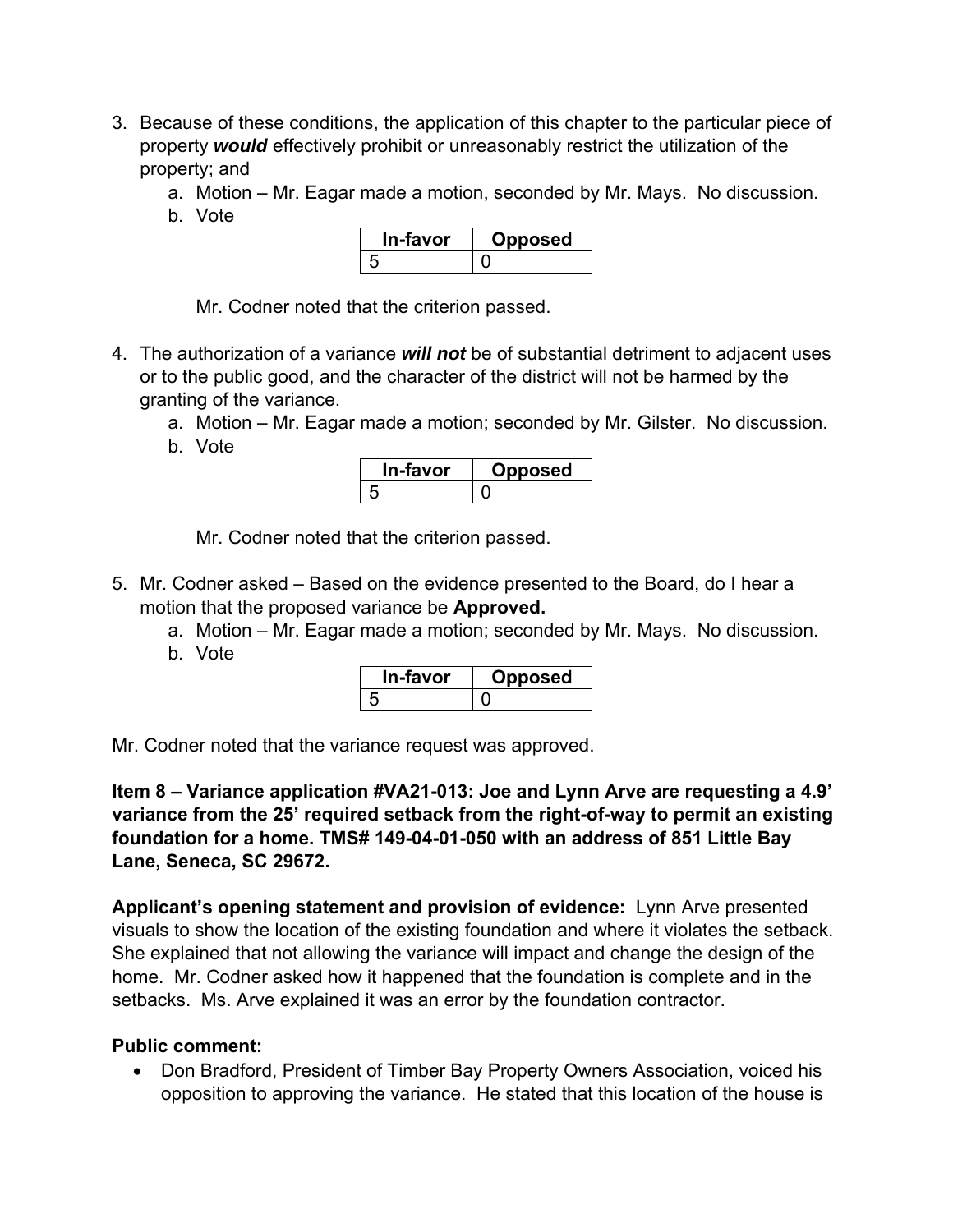3. Because of these conditions, the application of this chapter to the particular piece of property ***would*** effectively prohibit or unreasonably restrict the utilization of the property; and
   a. Motion – Mr. Eagar made a motion, seconded by Mr. Mays. No discussion.
   b. Vote

| In-favor | Opposed |
|---|---|
| 5 | 0 |

Mr. Codner noted that the criterion passed.

4. The authorization of a variance ***will not*** be of substantial detriment to adjacent uses or to the public good, and the character of the district will not be harmed by the granting of the variance.
   a. Motion – Mr. Eagar made a motion; seconded by Mr. Gilster. No discussion.
   b. Vote

| In-favor | Opposed |
|---|---|
| 5 | 0 |

Mr. Codner noted that the criterion passed.

5. Mr. Codner asked – Based on the evidence presented to the Board, do I hear a motion that the proposed variance be **Approved.**
   a. Motion – Mr. Eagar made a motion; seconded by Mr. Mays. No discussion.
   b. Vote

| In-favor | Opposed |
|---|---|
| 5 | 0 |

Mr. Codner noted that the variance request was approved.

**Item 8 – Variance application #VA21-013: Joe and Lynn Arve are requesting a 4.9' variance from the 25' required setback from the right-of-way to permit an existing foundation for a home. TMS# 149-04-01-050 with an address of 851 Little Bay Lane, Seneca, SC 29672.**

**Applicant's opening statement and provision of evidence:** Lynn Arve presented visuals to show the location of the existing foundation and where it violates the setback. She explained that not allowing the variance will impact and change the design of the home. Mr. Codner asked how it happened that the foundation is complete and in the setbacks. Ms. Arve explained it was an error by the foundation contractor.

**Public comment:**

- Don Bradford, President of Timber Bay Property Owners Association, voiced his opposition to approving the variance. He stated that this location of the house is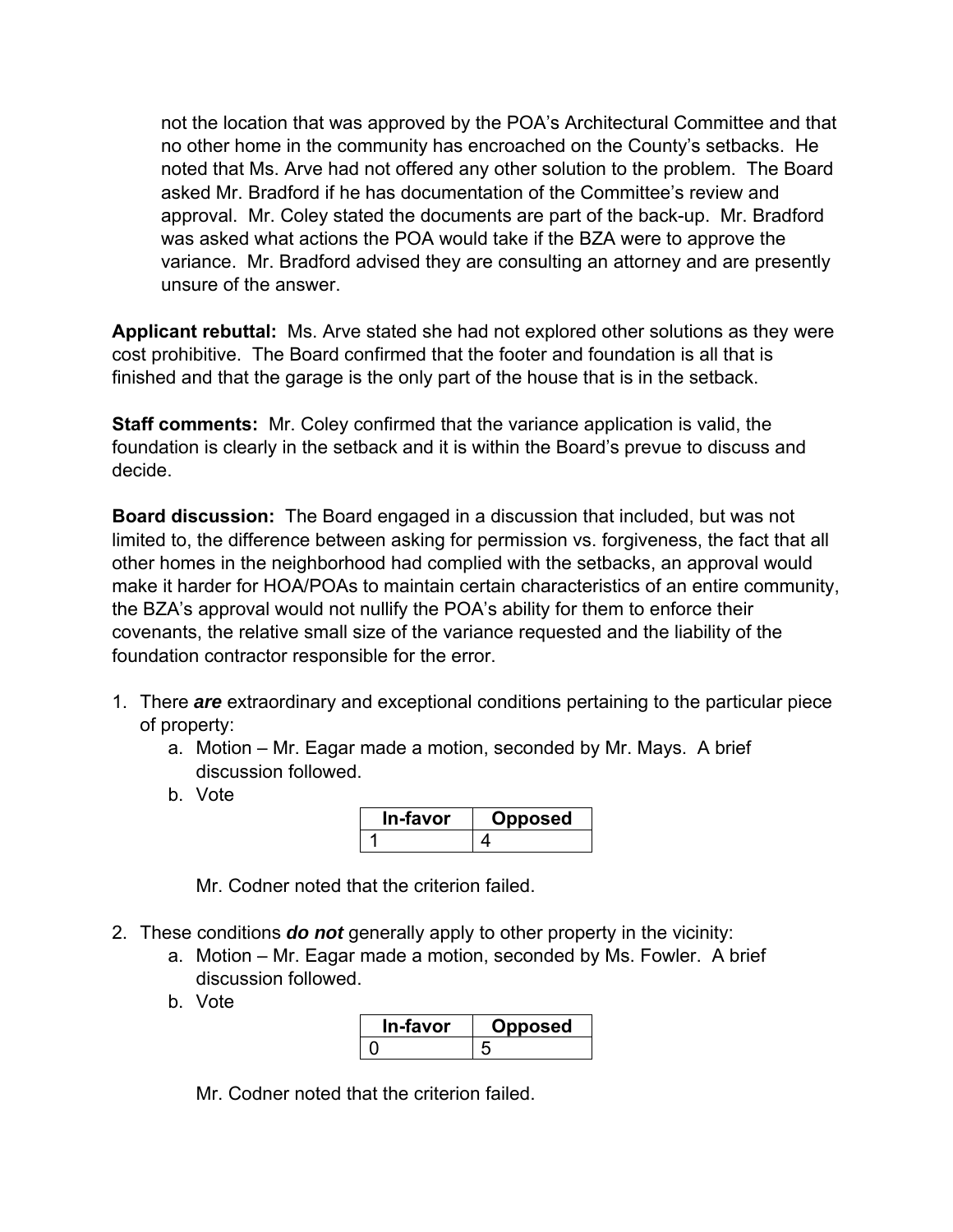not the location that was approved by the POA's Architectural Committee and that no other home in the community has encroached on the County's setbacks. He noted that Ms. Arve had not offered any other solution to the problem. The Board asked Mr. Bradford if he has documentation of the Committee's review and approval. Mr. Coley stated the documents are part of the back-up. Mr. Bradford was asked what actions the POA would take if the BZA were to approve the variance. Mr. Bradford advised they are consulting an attorney and are presently unsure of the answer.

**Applicant rebuttal:** Ms. Arve stated she had not explored other solutions as they were cost prohibitive. The Board confirmed that the footer and foundation is all that is finished and that the garage is the only part of the house that is in the setback.

**Staff comments:** Mr. Coley confirmed that the variance application is valid, the foundation is clearly in the setback and it is within the Board's prevue to discuss and decide.

**Board discussion:** The Board engaged in a discussion that included, but was not limited to, the difference between asking for permission vs. forgiveness, the fact that all other homes in the neighborhood had complied with the setbacks, an approval would make it harder for HOA/POAs to maintain certain characteristics of an entire community, the BZA's approval would not nullify the POA's ability for them to enforce their covenants, the relative small size of the variance requested and the liability of the foundation contractor responsible for the error.

1. There ***are*** extraordinary and exceptional conditions pertaining to the particular piece of property:
   a. Motion – Mr. Eagar made a motion, seconded by Mr. Mays. A brief discussion followed.
   b. Vote

      | In-favor | Opposed |
      |---|---|
      | 1 | 4 |

      Mr. Codner noted that the criterion failed.

2. These conditions ***do not*** generally apply to other property in the vicinity:
   a. Motion – Mr. Eagar made a motion, seconded by Ms. Fowler. A brief discussion followed.
   b. Vote

      | In-favor | Opposed |
      |---|---|
      | 0 | 5 |

      Mr. Codner noted that the criterion failed.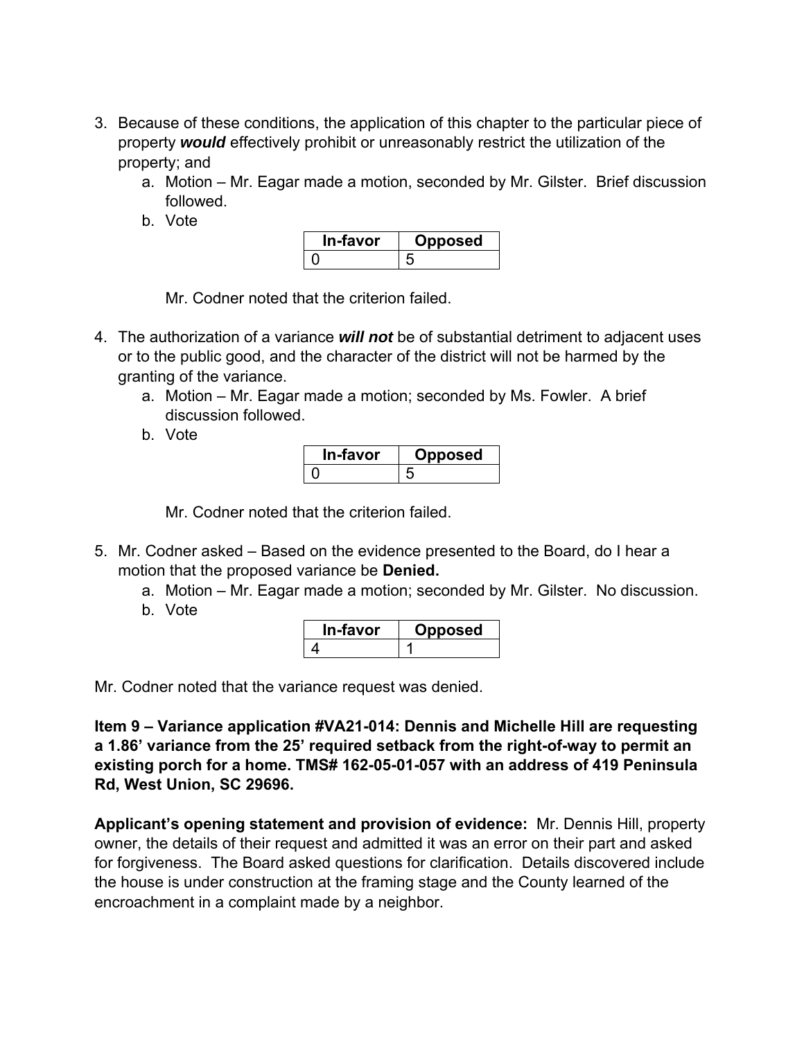3. Because of these conditions, the application of this chapter to the particular piece of property ***would*** effectively prohibit or unreasonably restrict the utilization of the property; and
    a. Motion – Mr. Eagar made a motion, seconded by Mr. Gilster. Brief discussion followed.
    b. Vote

    | In-favor | Opposed |
    | --- | --- |
    | 0 | 5 |

    Mr. Codner noted that the criterion failed.

4. The authorization of a variance ***will not*** be of substantial detriment to adjacent uses or to the public good, and the character of the district will not be harmed by the granting of the variance.
    a. Motion – Mr. Eagar made a motion; seconded by Ms. Fowler. A brief discussion followed.
    b. Vote

    | In-favor | Opposed |
    | --- | --- |
    | 0 | 5 |

    Mr. Codner noted that the criterion failed.

5. Mr. Codner asked – Based on the evidence presented to the Board, do I hear a motion that the proposed variance be **Denied.**
    a. Motion – Mr. Eagar made a motion; seconded by Mr. Gilster. No discussion.
    b. Vote

    | In-favor | Opposed |
    | --- | --- |
    | 4 | 1 |

Mr. Codner noted that the variance request was denied.

**Item 9 – Variance application #VA21-014: Dennis and Michelle Hill are requesting a 1.86' variance from the 25' required setback from the right-of-way to permit an existing porch for a home. TMS# 162-05-01-057 with an address of 419 Peninsula Rd, West Union, SC 29696.**

**Applicant's opening statement and provision of evidence:** Mr. Dennis Hill, property owner, the details of their request and admitted it was an error on their part and asked for forgiveness. The Board asked questions for clarification. Details discovered include the house is under construction at the framing stage and the County learned of the encroachment in a complaint made by a neighbor.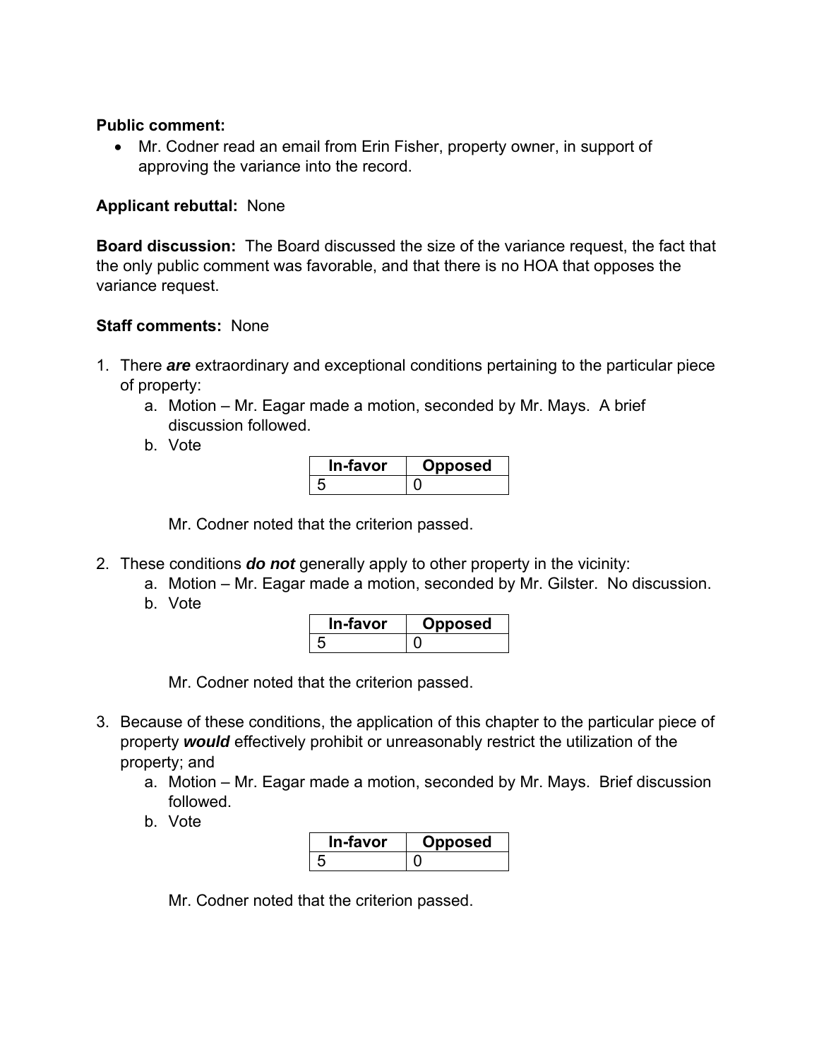**Public comment:**

- Mr. Codner read an email from Erin Fisher, property owner, in support of approving the variance into the record.

**Applicant rebuttal:** None

**Board discussion:** The Board discussed the size of the variance request, the fact that the only public comment was favorable, and that there is no HOA that opposes the variance request.

**Staff comments:** None

1. There ***are*** extraordinary and exceptional conditions pertaining to the particular piece of property:
    a. Motion – Mr. Eagar made a motion, seconded by Mr. Mays. A brief discussion followed.
    b. Vote

    | In-favor | Opposed |
    | --- | --- |
    | 5 | 0 |

    Mr. Codner noted that the criterion passed.

2. These conditions ***do not*** generally apply to other property in the vicinity:
    a. Motion – Mr. Eagar made a motion, seconded by Mr. Gilster. No discussion.
    b. Vote

    | In-favor | Opposed |
    | --- | --- |
    | 5 | 0 |

    Mr. Codner noted that the criterion passed.

3. Because of these conditions, the application of this chapter to the particular piece of property ***would*** effectively prohibit or unreasonably restrict the utilization of the property; and
    a. Motion – Mr. Eagar made a motion, seconded by Mr. Mays. Brief discussion followed.
    b. Vote

    | In-favor | Opposed |
    | --- | --- |
    | 5 | 0 |

    Mr. Codner noted that the criterion passed.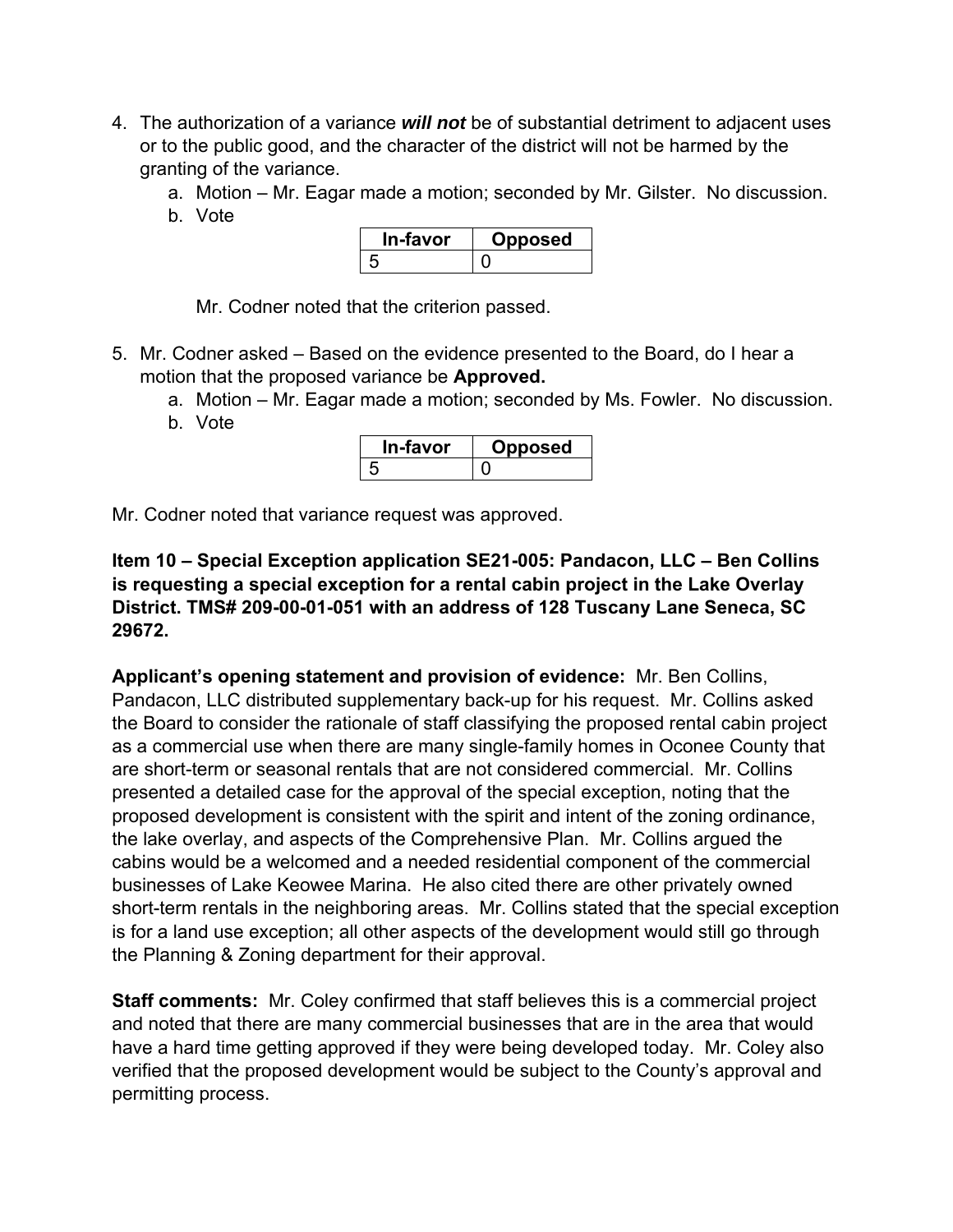4. The authorization of a variance ***will not*** be of substantial detriment to adjacent uses or to the public good, and the character of the district will not be harmed by the granting of the variance.
   a. Motion – Mr. Eagar made a motion; seconded by Mr. Gilster. No discussion.
   b. Vote

   | In-favor | Opposed |
   |---|---|
   | 5 | 0 |

   Mr. Codner noted that the criterion passed.

5. Mr. Codner asked – Based on the evidence presented to the Board, do I hear a motion that the proposed variance be **Approved.**
   a. Motion – Mr. Eagar made a motion; seconded by Ms. Fowler. No discussion.
   b. Vote

   | In-favor | Opposed |
   |---|---|
   | 5 | 0 |

Mr. Codner noted that variance request was approved.

**Item 10 – Special Exception application SE21-005: Pandacon, LLC – Ben Collins is requesting a special exception for a rental cabin project in the Lake Overlay District. TMS# 209-00-01-051 with an address of 128 Tuscany Lane Seneca, SC 29672.**

**Applicant's opening statement and provision of evidence:** Mr. Ben Collins, Pandacon, LLC distributed supplementary back-up for his request. Mr. Collins asked the Board to consider the rationale of staff classifying the proposed rental cabin project as a commercial use when there are many single-family homes in Oconee County that are short-term or seasonal rentals that are not considered commercial. Mr. Collins presented a detailed case for the approval of the special exception, noting that the proposed development is consistent with the spirit and intent of the zoning ordinance, the lake overlay, and aspects of the Comprehensive Plan. Mr. Collins argued the cabins would be a welcomed and a needed residential component of the commercial businesses of Lake Keowee Marina. He also cited there are other privately owned short-term rentals in the neighboring areas. Mr. Collins stated that the special exception is for a land use exception; all other aspects of the development would still go through the Planning & Zoning department for their approval.

**Staff comments:** Mr. Coley confirmed that staff believes this is a commercial project and noted that there are many commercial businesses that are in the area that would have a hard time getting approved if they were being developed today. Mr. Coley also verified that the proposed development would be subject to the County's approval and permitting process.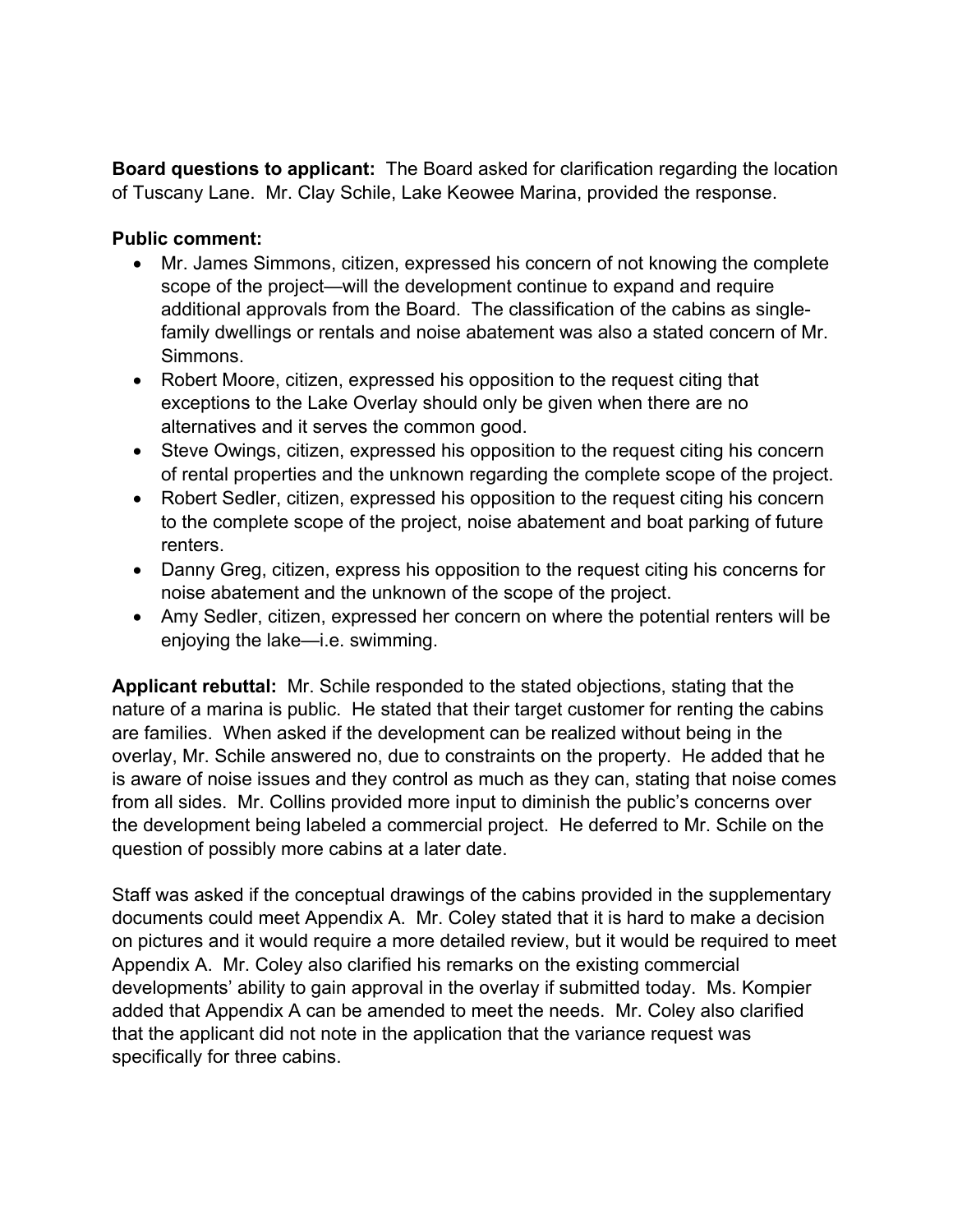**Board questions to applicant:** The Board asked for clarification regarding the location of Tuscany Lane. Mr. Clay Schile, Lake Keowee Marina, provided the response.

**Public comment:**

- Mr. James Simmons, citizen, expressed his concern of not knowing the complete scope of the project—will the development continue to expand and require additional approvals from the Board. The classification of the cabins as single-family dwellings or rentals and noise abatement was also a stated concern of Mr. Simmons.
- Robert Moore, citizen, expressed his opposition to the request citing that exceptions to the Lake Overlay should only be given when there are no alternatives and it serves the common good.
- Steve Owings, citizen, expressed his opposition to the request citing his concern of rental properties and the unknown regarding the complete scope of the project.
- Robert Sedler, citizen, expressed his opposition to the request citing his concern to the complete scope of the project, noise abatement and boat parking of future renters.
- Danny Greg, citizen, express his opposition to the request citing his concerns for noise abatement and the unknown of the scope of the project.
- Amy Sedler, citizen, expressed her concern on where the potential renters will be enjoying the lake—i.e. swimming.

**Applicant rebuttal:** Mr. Schile responded to the stated objections, stating that the nature of a marina is public. He stated that their target customer for renting the cabins are families. When asked if the development can be realized without being in the overlay, Mr. Schile answered no, due to constraints on the property. He added that he is aware of noise issues and they control as much as they can, stating that noise comes from all sides. Mr. Collins provided more input to diminish the public's concerns over the development being labeled a commercial project. He deferred to Mr. Schile on the question of possibly more cabins at a later date.

Staff was asked if the conceptual drawings of the cabins provided in the supplementary documents could meet Appendix A. Mr. Coley stated that it is hard to make a decision on pictures and it would require a more detailed review, but it would be required to meet Appendix A. Mr. Coley also clarified his remarks on the existing commercial developments' ability to gain approval in the overlay if submitted today. Ms. Kompier added that Appendix A can be amended to meet the needs. Mr. Coley also clarified that the applicant did not note in the application that the variance request was specifically for three cabins.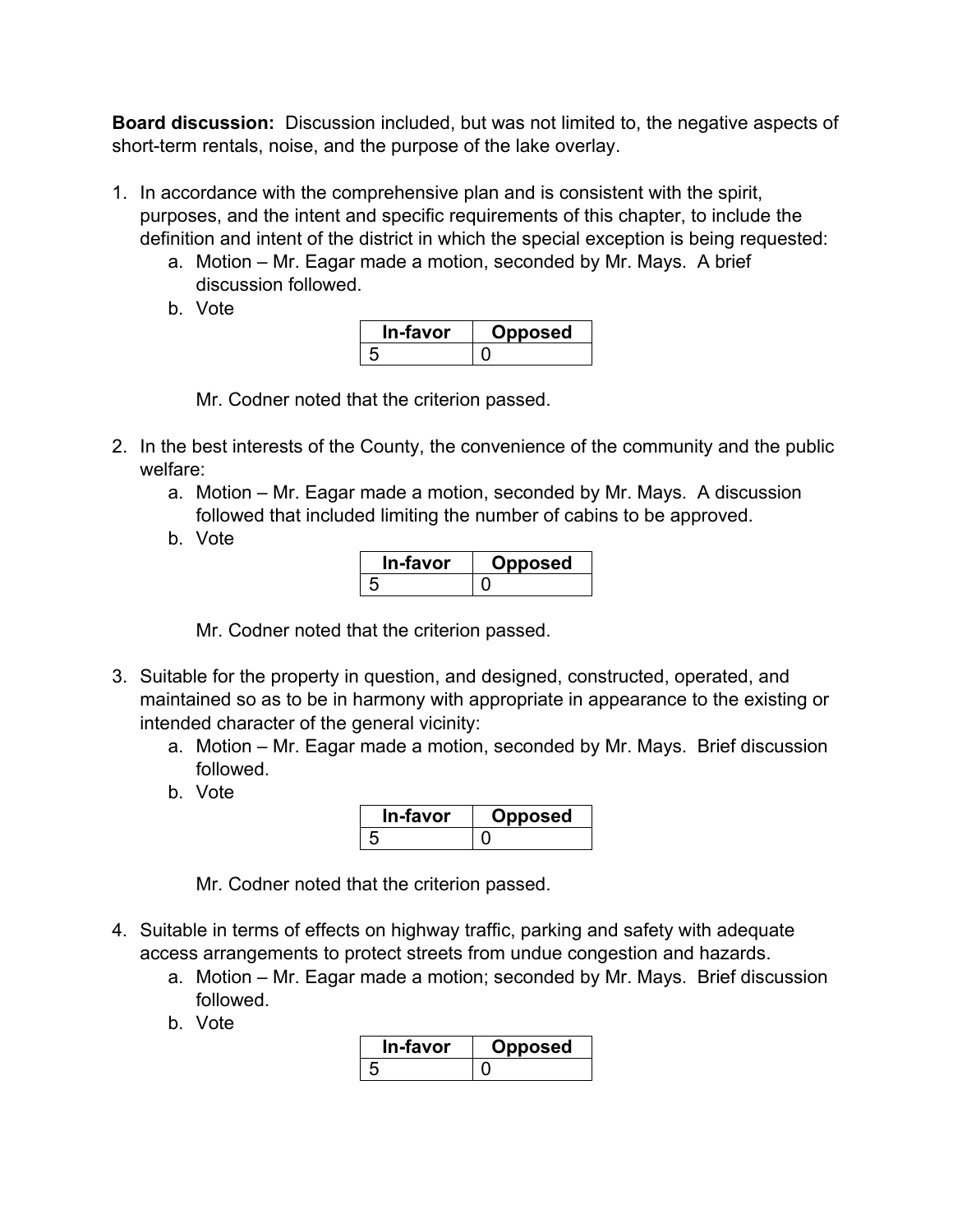**Board discussion:** Discussion included, but was not limited to, the negative aspects of short-term rentals, noise, and the purpose of the lake overlay.

1. In accordance with the comprehensive plan and is consistent with the spirit, purposes, and the intent and specific requirements of this chapter, to include the definition and intent of the district in which the special exception is being requested:
   a. Motion – Mr. Eagar made a motion, seconded by Mr. Mays. A brief discussion followed.
   b. Vote

   | In-favor | Opposed |
   | --- | --- |
   | 5 | 0 |

   Mr. Codner noted that the criterion passed.

2. In the best interests of the County, the convenience of the community and the public welfare:
   a. Motion – Mr. Eagar made a motion, seconded by Mr. Mays. A discussion followed that included limiting the number of cabins to be approved.
   b. Vote

   | In-favor | Opposed |
   | --- | --- |
   | 5 | 0 |

   Mr. Codner noted that the criterion passed.

3. Suitable for the property in question, and designed, constructed, operated, and maintained so as to be in harmony with appropriate in appearance to the existing or intended character of the general vicinity:
   a. Motion – Mr. Eagar made a motion, seconded by Mr. Mays. Brief discussion followed.
   b. Vote

   | In-favor | Opposed |
   | --- | --- |
   | 5 | 0 |

   Mr. Codner noted that the criterion passed.

4. Suitable in terms of effects on highway traffic, parking and safety with adequate access arrangements to protect streets from undue congestion and hazards.
   a. Motion – Mr. Eagar made a motion; seconded by Mr. Mays. Brief discussion followed.
   b. Vote

   | In-favor | Opposed |
   | --- | --- |
   | 5 | 0 |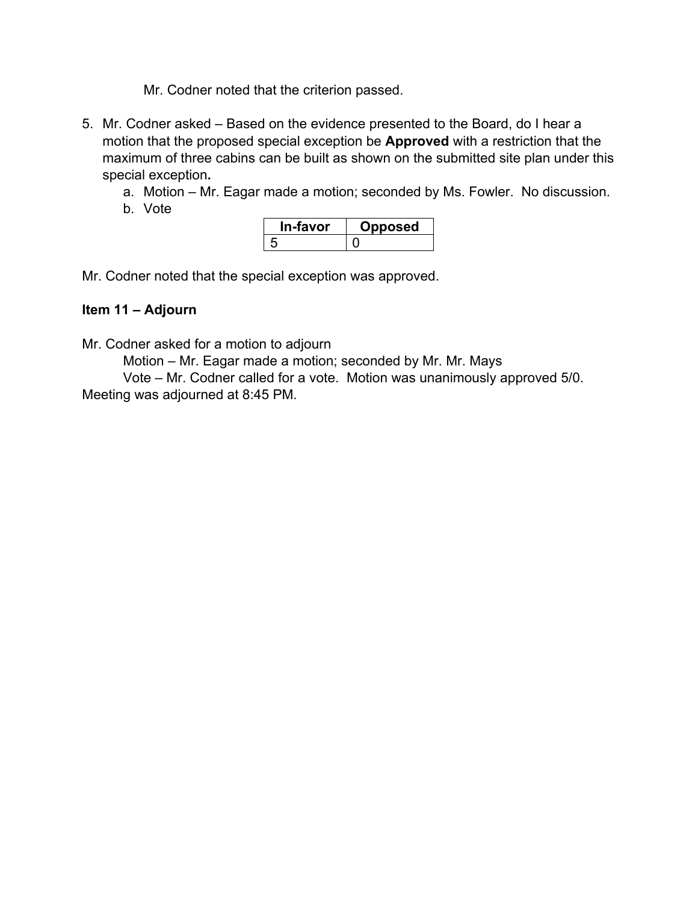Mr. Codner noted that the criterion passed.

5. Mr. Codner asked – Based on the evidence presented to the Board, do I hear a motion that the proposed special exception be **Approved** with a restriction that the maximum of three cabins can be built as shown on the submitted site plan under this special exception**.**
   a. Motion – Mr. Eagar made a motion; seconded by Ms. Fowler. No discussion.
   b. Vote

| In-favor | Opposed |
| --- | --- |
| 5 | 0 |

Mr. Codner noted that the special exception was approved.

**Item 11 – Adjourn**

Mr. Codner asked for a motion to adjourn

Motion – Mr. Eagar made a motion; seconded by Mr. Mr. Mays

Vote – Mr. Codner called for a vote. Motion was unanimously approved 5/0.

Meeting was adjourned at 8:45 PM.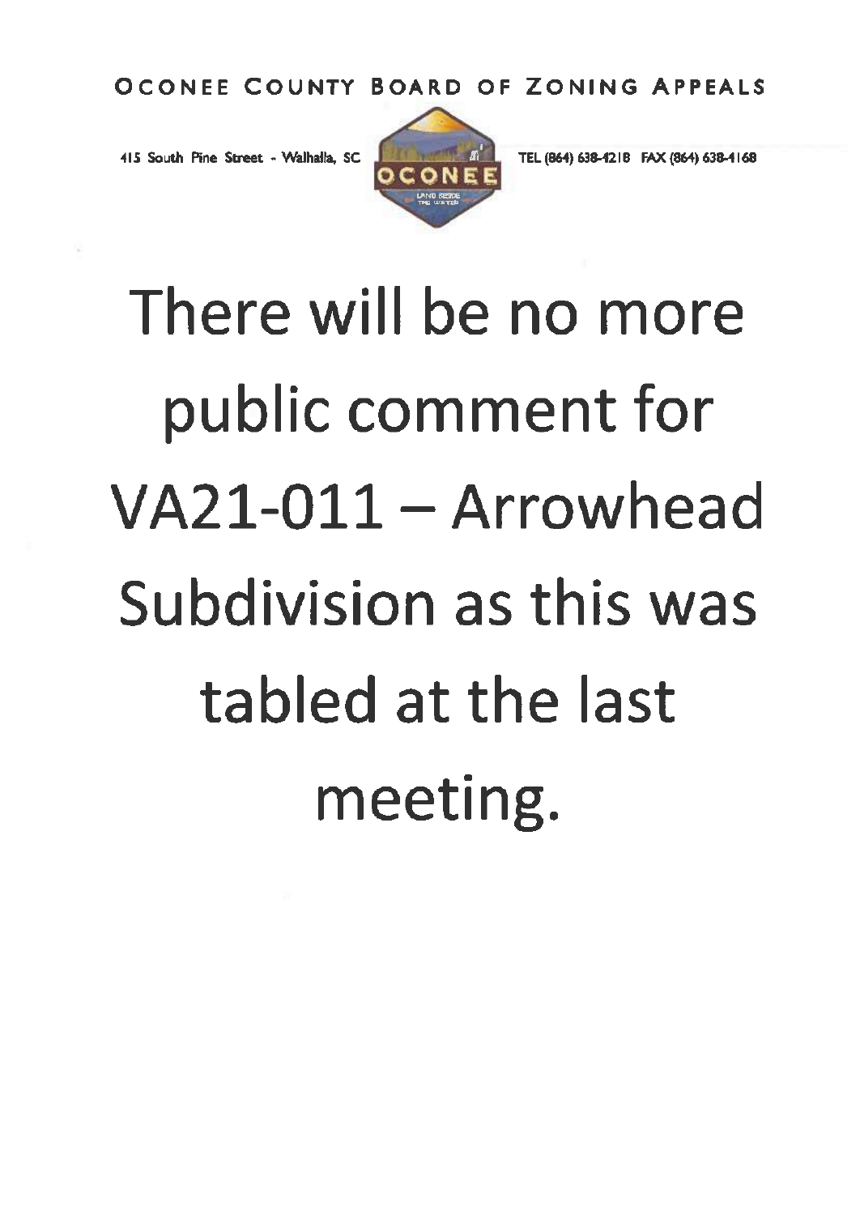OCONEE COUNTY BOARD OF ZONING APPEALS

415 South Pine Street - Walhalla, SC TEL (864) 638-4218 FAX (864) 638-4168

# There will be no more public comment for VA21-011 – Arrowhead Subdivision as this was tabled at the last meeting.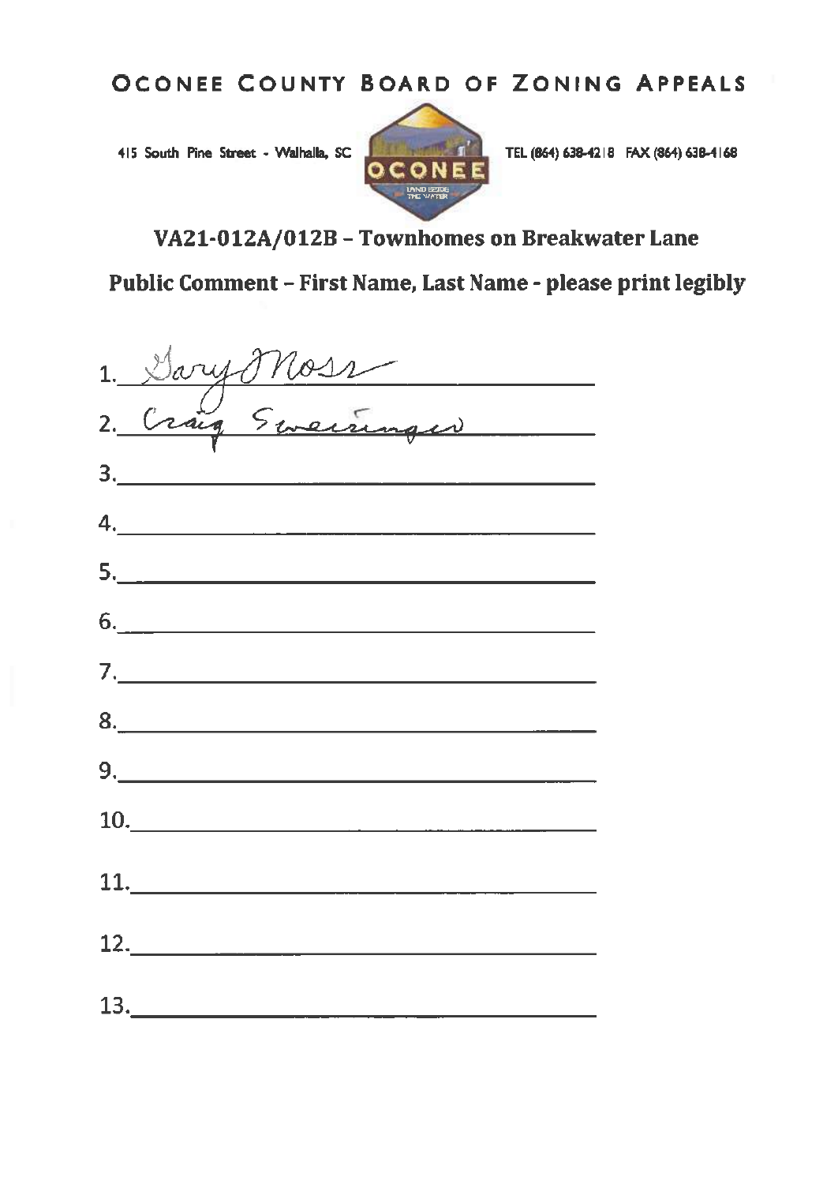# OCONEE COUNTY BOARD OF ZONING APPEALS

415 South Pine Street - Walhalla, SC

TEL (864) 638-4218 FAX (864) 638-4168

## VA21-012A/012B – Townhomes on Breakwater Lane

## Public Comment – First Name, Last Name - please print legibly

1. Gary Moss
2. Craig Sweeringer
3.
4.
5.
6.
7.
8.
9.
10.
11.
12.
13.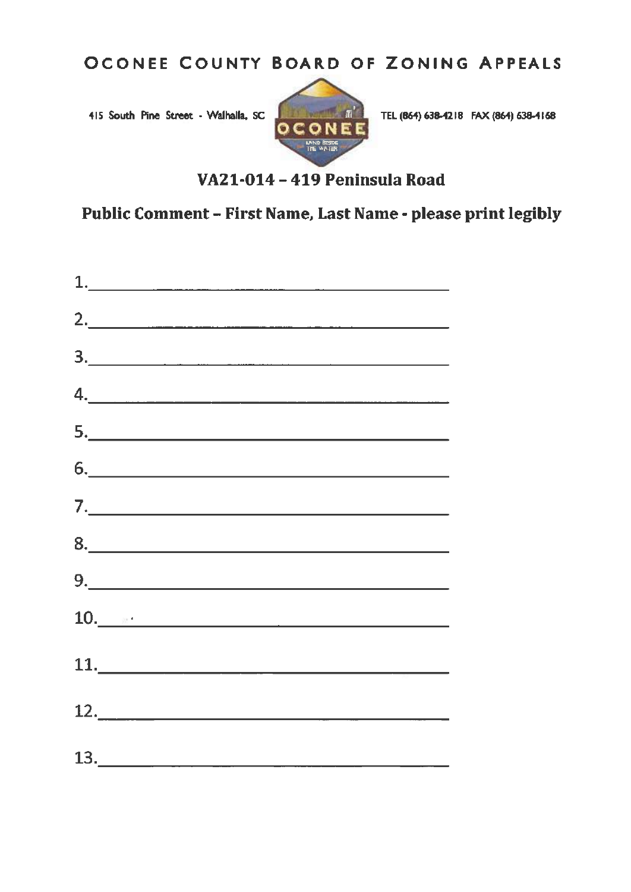# OCONEE COUNTY BOARD OF ZONING APPEALS

415 South Pine Street - Walhalla, SC

TEL (864) 638-4218 FAX (864) 638-4168

## VA21-014 – 419 Peninsula Road

## Public Comment – First Name, Last Name - please print legibly

1.\_\_\_\_\_\_\_\_\_\_\_\_\_\_\_\_\_\_\_\_\_\_\_\_\_\_\_\_\_\_\_\_\_\_\_\_\_\_\_\_

2.\_\_\_\_\_\_\_\_\_\_\_\_\_\_\_\_\_\_\_\_\_\_\_\_\_\_\_\_\_\_\_\_\_\_\_\_\_\_\_\_

3.\_\_\_\_\_\_\_\_\_\_\_\_\_\_\_\_\_\_\_\_\_\_\_\_\_\_\_\_\_\_\_\_\_\_\_\_\_\_\_\_

4.\_\_\_\_\_\_\_\_\_\_\_\_\_\_\_\_\_\_\_\_\_\_\_\_\_\_\_\_\_\_\_\_\_\_\_\_\_\_\_\_

5.\_\_\_\_\_\_\_\_\_\_\_\_\_\_\_\_\_\_\_\_\_\_\_\_\_\_\_\_\_\_\_\_\_\_\_\_\_\_\_\_

6.\_\_\_\_\_\_\_\_\_\_\_\_\_\_\_\_\_\_\_\_\_\_\_\_\_\_\_\_\_\_\_\_\_\_\_\_\_\_\_\_

7.\_\_\_\_\_\_\_\_\_\_\_\_\_\_\_\_\_\_\_\_\_\_\_\_\_\_\_\_\_\_\_\_\_\_\_\_\_\_\_\_

8.\_\_\_\_\_\_\_\_\_\_\_\_\_\_\_\_\_\_\_\_\_\_\_\_\_\_\_\_\_\_\_\_\_\_\_\_\_\_\_\_

9.\_\_\_\_\_\_\_\_\_\_\_\_\_\_\_\_\_\_\_\_\_\_\_\_\_\_\_\_\_\_\_\_\_\_\_\_\_\_\_\_

10.\_\_\_\_\_\_\_\_\_\_\_\_\_\_\_\_\_\_\_\_\_\_\_\_\_\_\_\_\_\_\_\_\_\_\_\_\_\_\_

11.\_\_\_\_\_\_\_\_\_\_\_\_\_\_\_\_\_\_\_\_\_\_\_\_\_\_\_\_\_\_\_\_\_\_\_\_\_\_\_

12.\_\_\_\_\_\_\_\_\_\_\_\_\_\_\_\_\_\_\_\_\_\_\_\_\_\_\_\_\_\_\_\_\_\_\_\_\_\_\_

13.\_\_\_\_\_\_\_\_\_\_\_\_\_\_\_\_\_\_\_\_\_\_\_\_\_\_\_\_\_\_\_\_\_\_\_\_\_\_\_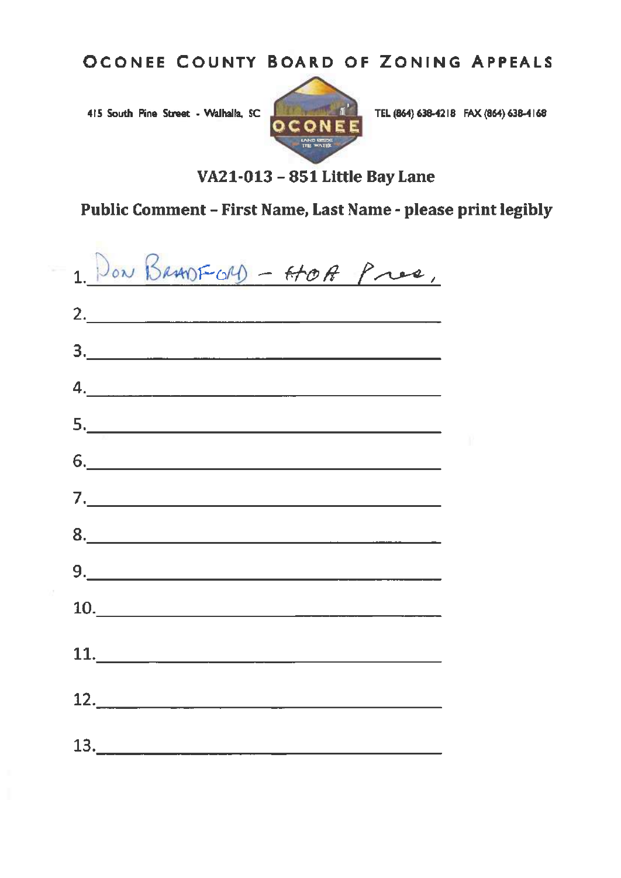# OCONEE COUNTY BOARD OF ZONING APPEALS

415 South Pine Street - Walhalla, SC TEL (864) 638-4218 FAX (864) 638-4168

## VA21-013 – 851 Little Bay Lane

### Public Comment – First Name, Last Name - please print legibly

1. Don Bradford – HOA Pres.
2. 
3. 
4. 
5. 
6. 
7. 
8. 
9. 
10. 
11. 
12. 
13.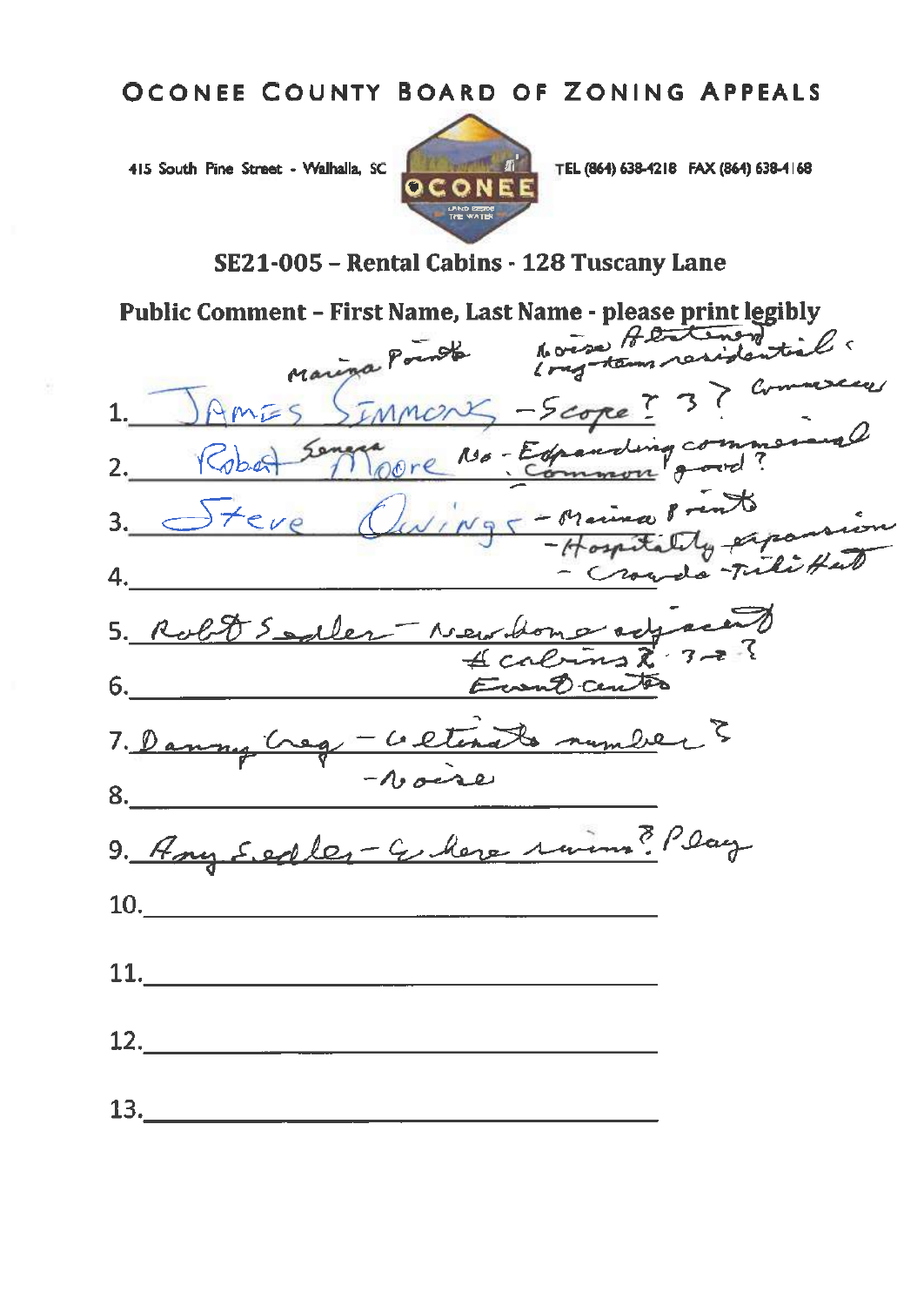# OCONEE COUNTY BOARD OF ZONING APPEALS

415 South Pine Street - Walhalla, SC

TEL (864) 638-4218 FAX (864) 638-4168

## SE21-005 – Rental Cabins - 128 Tuscany Lane

**Public Comment – First Name, Last Name - please print legibly**

Marina Pointe — Noise Abstained — Long-term residential < Commercial

1. JAMES SIMMONS - Scope? 3?
2. Robert Seneca Moore No - Expanding commercial - Common good?
3. Steve Owings - Marina Pointe - Hospitality expansion - Crowds - Tiki Hut
4.
5. Robt Sadler - New home adjacent # cabins? 7-2?
6. Event center
7. Danny Greg - alternate number? - Noise
8.
9. Amy Sadler - Where swim? Play
10.
11.
12.
13.